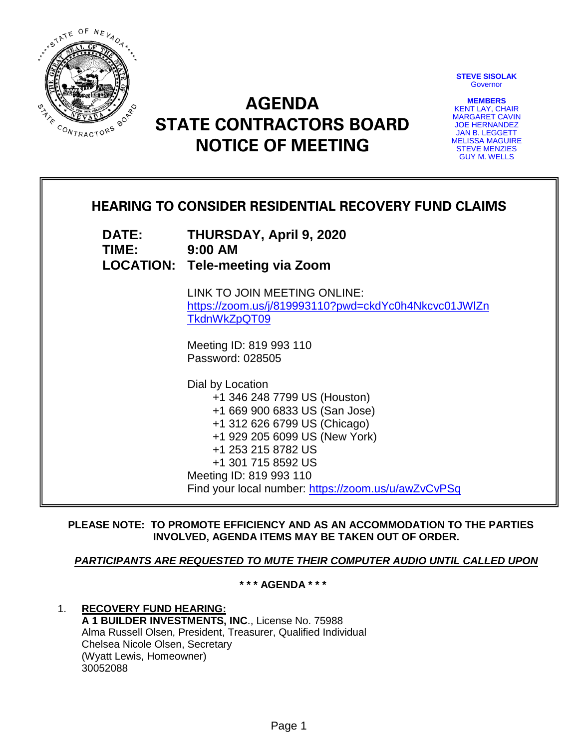**STEVE SISOLAK**
Governor

**MEMBERS**
KENT LAY, CHAIR
MARGARET CAVIN
JOE HERNANDEZ
JAN B. LEGGETT
MELISSA MAGUIRE
STEVE MENZIES
GUY M. WELLS

# AGENDA
# STATE CONTRACTORS BOARD
# NOTICE OF MEETING

## HEARING TO CONSIDER RESIDENTIAL RECOVERY FUND CLAIMS

**DATE:** **THURSDAY, April 9, 2020**
**TIME:** **9:00 AM**
**LOCATION:** **Tele-meeting via Zoom**

LINK TO JOIN MEETING ONLINE:
https://zoom.us/j/819993110?pwd=ckdYc0h4Nkcvc01JWlZnTkdnWkZpQT09

Meeting ID: 819 993 110
Password: 028505

Dial by Location
+1 346 248 7799 US (Houston)
+1 669 900 6833 US (San Jose)
+1 312 626 6799 US (Chicago)
+1 929 205 6099 US (New York)
+1 253 215 8782 US
+1 301 715 8592 US
Meeting ID: 819 993 110
Find your local number: https://zoom.us/u/awZvCvPSq

**PLEASE NOTE: TO PROMOTE EFFICIENCY AND AS AN ACCOMMODATION TO THE PARTIES INVOLVED, AGENDA ITEMS MAY BE TAKEN OUT OF ORDER.**

***PARTICIPANTS ARE REQUESTED TO MUTE THEIR COMPUTER AUDIO UNTIL CALLED UPON***

**\* \* \* AGENDA \* \* \***

1. **RECOVERY FUND HEARING:**
   **A 1 BUILDER INVESTMENTS, INC**., License No. 75988
   Alma Russell Olsen, President, Treasurer, Qualified Individual
   Chelsea Nicole Olsen, Secretary
   (Wyatt Lewis, Homeowner)
   30052088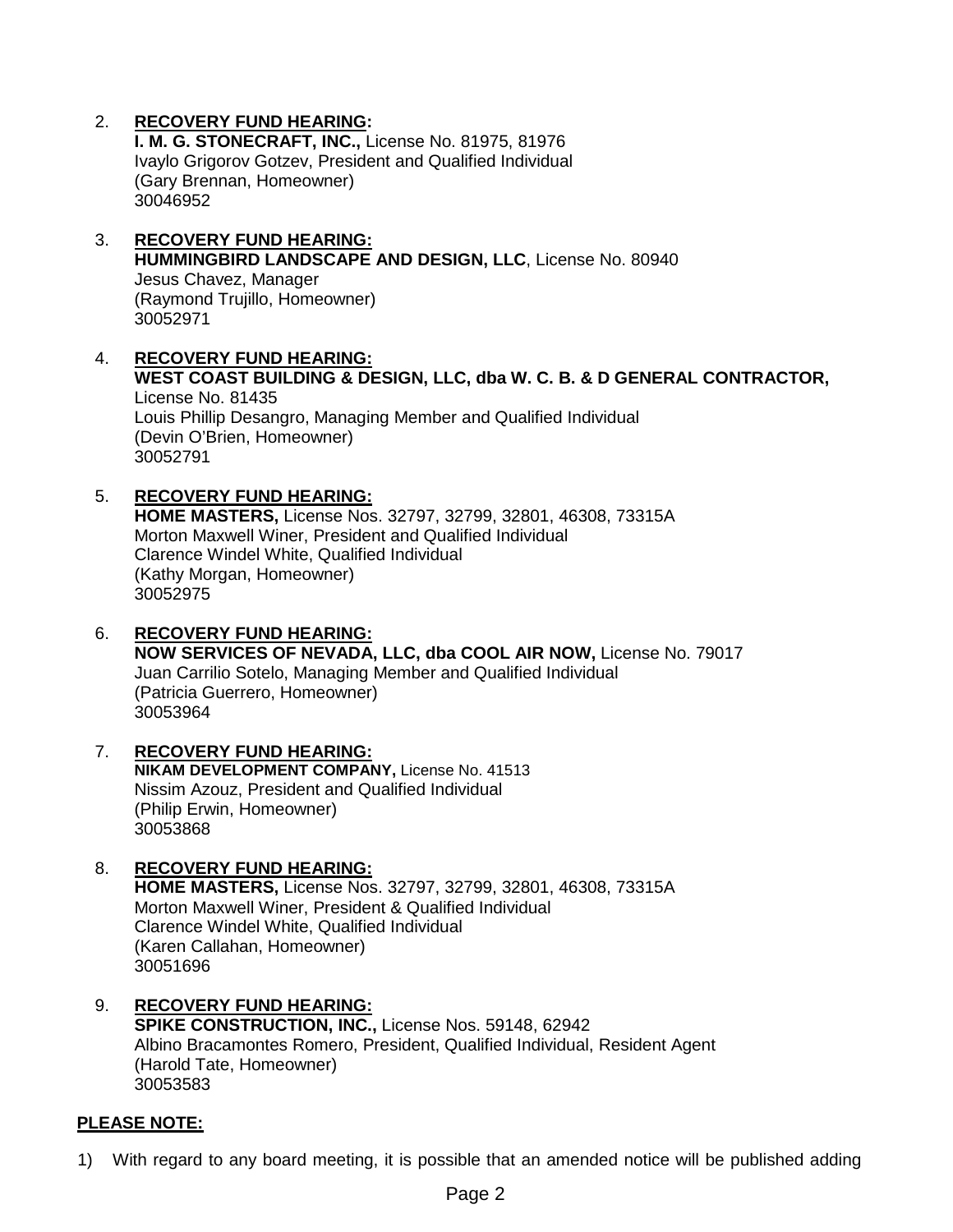2. **RECOVERY FUND HEARING:**
   **I. M. G. STONECRAFT, INC.,** License No. 81975, 81976
   Ivaylo Grigorov Gotzev, President and Qualified Individual
   (Gary Brennan, Homeowner)
   30046952

3. **RECOVERY FUND HEARING:**
   **HUMMINGBIRD LANDSCAPE AND DESIGN, LLC**, License No. 80940
   Jesus Chavez, Manager
   (Raymond Trujillo, Homeowner)
   30052971

4. **RECOVERY FUND HEARING:**
   **WEST COAST BUILDING & DESIGN, LLC, dba W. C. B. & D GENERAL CONTRACTOR,**
   License No. 81435
   Louis Phillip Desangro, Managing Member and Qualified Individual
   (Devin O'Brien, Homeowner)
   30052791

5. **RECOVERY FUND HEARING:**
   **HOME MASTERS,** License Nos. 32797, 32799, 32801, 46308, 73315A
   Morton Maxwell Winer, President and Qualified Individual
   Clarence Windel White, Qualified Individual
   (Kathy Morgan, Homeowner)
   30052975

6. **RECOVERY FUND HEARING:**
   **NOW SERVICES OF NEVADA, LLC, dba COOL AIR NOW,** License No. 79017
   Juan Carrilio Sotelo, Managing Member and Qualified Individual
   (Patricia Guerrero, Homeowner)
   30053964

7. **RECOVERY FUND HEARING:**
   **NIKAM DEVELOPMENT COMPANY,** License No. 41513
   Nissim Azouz, President and Qualified Individual
   (Philip Erwin, Homeowner)
   30053868

8. **RECOVERY FUND HEARING:**
   **HOME MASTERS,** License Nos. 32797, 32799, 32801, 46308, 73315A
   Morton Maxwell Winer, President & Qualified Individual
   Clarence Windel White, Qualified Individual
   (Karen Callahan, Homeowner)
   30051696

9. **RECOVERY FUND HEARING:**
   **SPIKE CONSTRUCTION, INC.,** License Nos. 59148, 62942
   Albino Bracamontes Romero, President, Qualified Individual, Resident Agent
   (Harold Tate, Homeowner)
   30053583

**PLEASE NOTE:**

1) With regard to any board meeting, it is possible that an amended notice will be published adding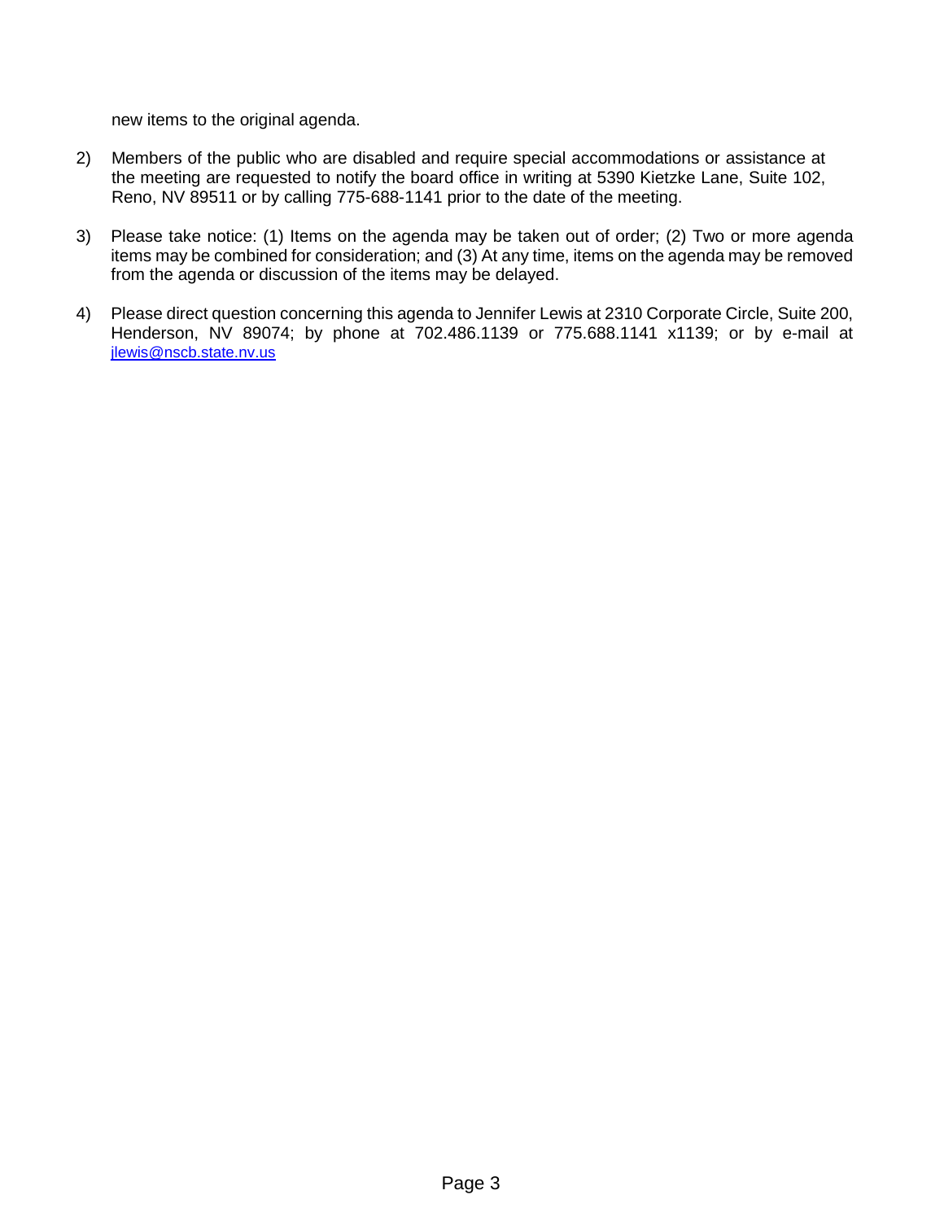new items to the original agenda.

2) Members of the public who are disabled and require special accommodations or assistance at the meeting are requested to notify the board office in writing at 5390 Kietzke Lane, Suite 102, Reno, NV 89511 or by calling 775-688-1141 prior to the date of the meeting.

3) Please take notice: (1) Items on the agenda may be taken out of order; (2) Two or more agenda items may be combined for consideration; and (3) At any time, items on the agenda may be removed from the agenda or discussion of the items may be delayed.

4) Please direct question concerning this agenda to Jennifer Lewis at 2310 Corporate Circle, Suite 200, Henderson, NV 89074; by phone at 702.486.1139 or 775.688.1141 x1139; or by e-mail at jlewis@nscb.state.nv.us